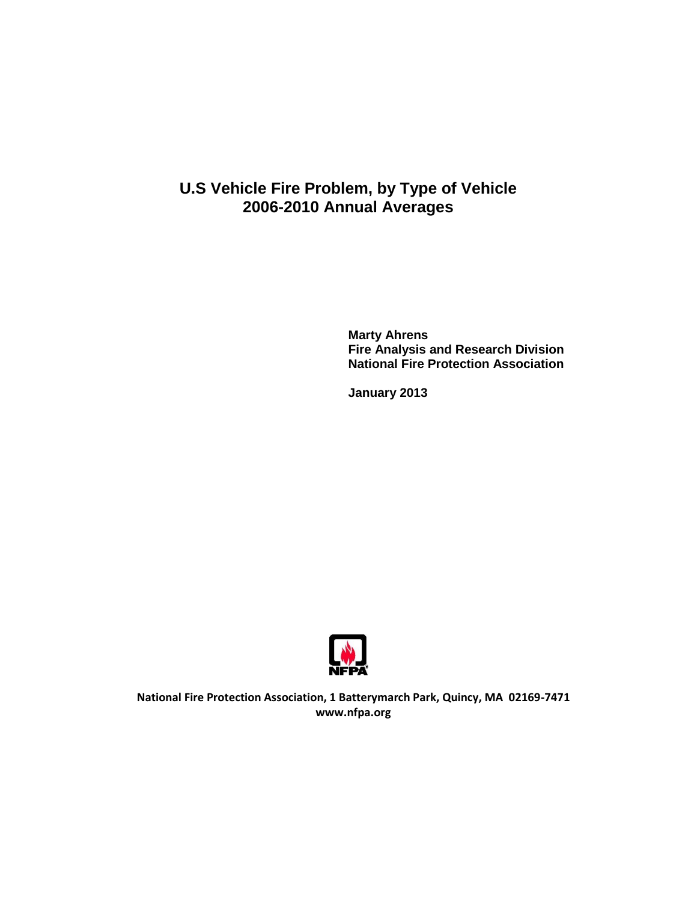# U.S Vehicle Fire Problem, by Type of Vehicle
# 2006-2010 Annual Averages

**Marty Ahrens**
**Fire Analysis and Research Division**
**National Fire Protection Association**

**January 2013**

**National Fire Protection Association, 1 Batterymarch Park, Quincy, MA 02169-7471**
**www.nfpa.org**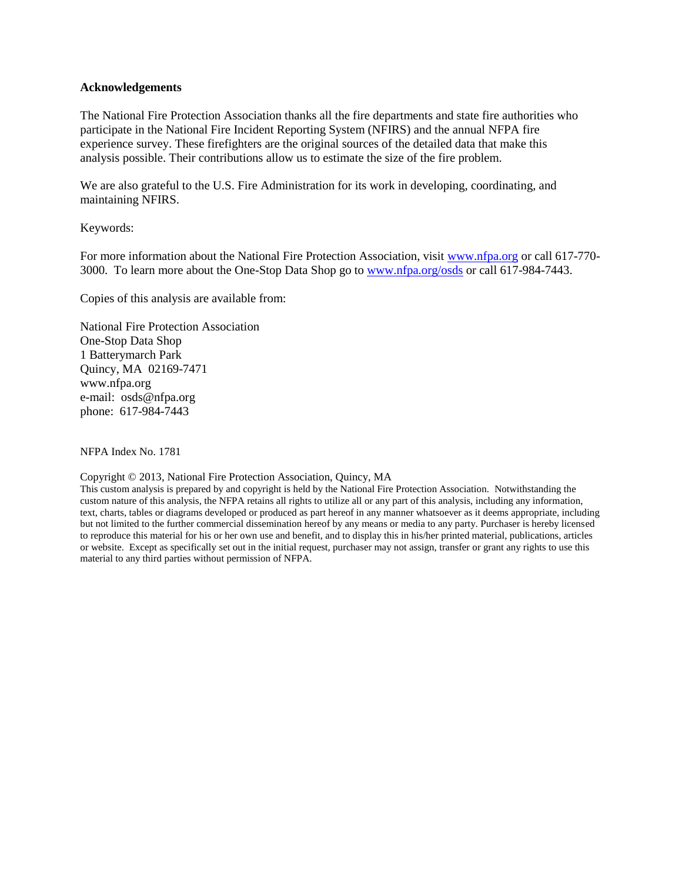**Acknowledgements**

The National Fire Protection Association thanks all the fire departments and state fire authorities who participate in the National Fire Incident Reporting System (NFIRS) and the annual NFPA fire experience survey. These firefighters are the original sources of the detailed data that make this analysis possible. Their contributions allow us to estimate the size of the fire problem.

We are also grateful to the U.S. Fire Administration for its work in developing, coordinating, and maintaining NFIRS.

Keywords:

For more information about the National Fire Protection Association, visit www.nfpa.org or call 617-770-3000. To learn more about the One-Stop Data Shop go to www.nfpa.org/osds or call 617-984-7443.

Copies of this analysis are available from:

National Fire Protection Association
One-Stop Data Shop
1 Batterymarch Park
Quincy, MA 02169-7471
www.nfpa.org
e-mail: osds@nfpa.org
phone: 617-984-7443

NFPA Index No. 1781

Copyright © 2013, National Fire Protection Association, Quincy, MA
This custom analysis is prepared by and copyright is held by the National Fire Protection Association. Notwithstanding the custom nature of this analysis, the NFPA retains all rights to utilize all or any part of this analysis, including any information, text, charts, tables or diagrams developed or produced as part hereof in any manner whatsoever as it deems appropriate, including but not limited to the further commercial dissemination hereof by any means or media to any party. Purchaser is hereby licensed to reproduce this material for his or her own use and benefit, and to display this in his/her printed material, publications, articles or website. Except as specifically set out in the initial request, purchaser may not assign, transfer or grant any rights to use this material to any third parties without permission of NFPA.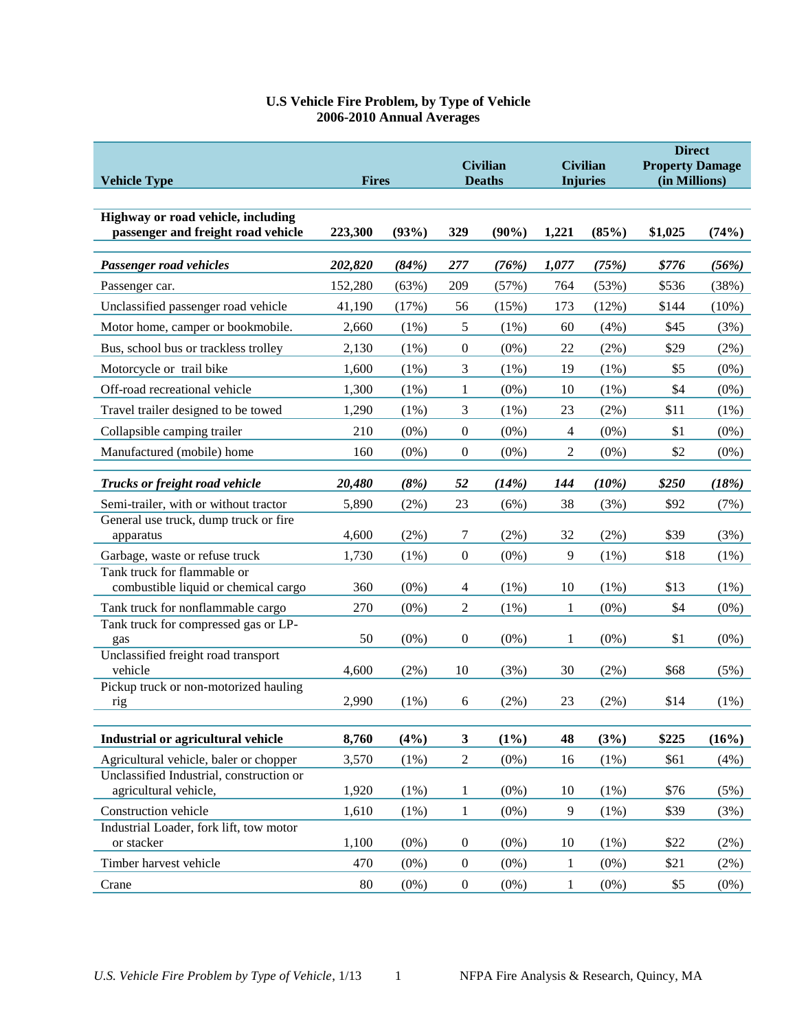**U.S Vehicle Fire Problem, by Type of Vehicle**
**2006-2010 Annual Averages**

| Vehicle Type | Fires | | Civilian Deaths | | Civilian Injuries | | Direct Property Damage (in Millions) | |
|---|---|---|---|---|---|---|---|---|
| **Highway or road vehicle, including passenger and freight road vehicle** | **223,300** | **(93%)** | **329** | **(90%)** | **1,221** | **(85%)** | **$1,025** | **(74%)** |
| ***Passenger road vehicles*** | ***202,820*** | ***(84%)*** | ***277*** | ***(76%)*** | ***1,077*** | ***(75%)*** | ***$776*** | ***(56%)*** |
| Passenger car. | 152,280 | (63%) | 209 | (57%) | 764 | (53%) | $536 | (38%) |
| Unclassified passenger road vehicle | 41,190 | (17%) | 56 | (15%) | 173 | (12%) | $144 | (10%) |
| Motor home, camper or bookmobile. | 2,660 | (1%) | 5 | (1%) | 60 | (4%) | $45 | (3%) |
| Bus, school bus or trackless trolley | 2,130 | (1%) | 0 | (0%) | 22 | (2%) | $29 | (2%) |
| Motorcycle or trail bike | 1,600 | (1%) | 3 | (1%) | 19 | (1%) | $5 | (0%) |
| Off-road recreational vehicle | 1,300 | (1%) | 1 | (0%) | 10 | (1%) | $4 | (0%) |
| Travel trailer designed to be towed | 1,290 | (1%) | 3 | (1%) | 23 | (2%) | $11 | (1%) |
| Collapsible camping trailer | 210 | (0%) | 0 | (0%) | 4 | (0%) | $1 | (0%) |
| Manufactured (mobile) home | 160 | (0%) | 0 | (0%) | 2 | (0%) | $2 | (0%) |
| ***Trucks or freight road vehicle*** | ***20,480*** | ***(8%)*** | ***52*** | ***(14%)*** | ***144*** | ***(10%)*** | ***$250*** | ***(18%)*** |
| Semi-trailer, with or without tractor | 5,890 | (2%) | 23 | (6%) | 38 | (3%) | $92 | (7%) |
| General use truck, dump truck or fire apparatus | 4,600 | (2%) | 7 | (2%) | 32 | (2%) | $39 | (3%) |
| Garbage, waste or refuse truck | 1,730 | (1%) | 0 | (0%) | 9 | (1%) | $18 | (1%) |
| Tank truck for flammable or combustible liquid or chemical cargo | 360 | (0%) | 4 | (1%) | 10 | (1%) | $13 | (1%) |
| Tank truck for nonflammable cargo | 270 | (0%) | 2 | (1%) | 1 | (0%) | $4 | (0%) |
| Tank truck for compressed gas or LP-gas | 50 | (0%) | 0 | (0%) | 1 | (0%) | $1 | (0%) |
| Unclassified freight road transport vehicle | 4,600 | (2%) | 10 | (3%) | 30 | (2%) | $68 | (5%) |
| Pickup truck or non-motorized hauling rig | 2,990 | (1%) | 6 | (2%) | 23 | (2%) | $14 | (1%) |
| **Industrial or agricultural vehicle** | **8,760** | **(4%)** | **3** | **(1%)** | **48** | **(3%)** | **$225** | **(16%)** |
| Agricultural vehicle, baler or chopper | 3,570 | (1%) | 2 | (0%) | 16 | (1%) | $61 | (4%) |
| Unclassified Industrial, construction or agricultural vehicle, | 1,920 | (1%) | 1 | (0%) | 10 | (1%) | $76 | (5%) |
| Construction vehicle | 1,610 | (1%) | 1 | (0%) | 9 | (1%) | $39 | (3%) |
| Industrial Loader, fork lift, tow motor or stacker | 1,100 | (0%) | 0 | (0%) | 10 | (1%) | $22 | (2%) |
| Timber harvest vehicle | 470 | (0%) | 0 | (0%) | 1 | (0%) | $21 | (2%) |
| Crane | 80 | (0%) | 0 | (0%) | 1 | (0%) | $5 | (0%) |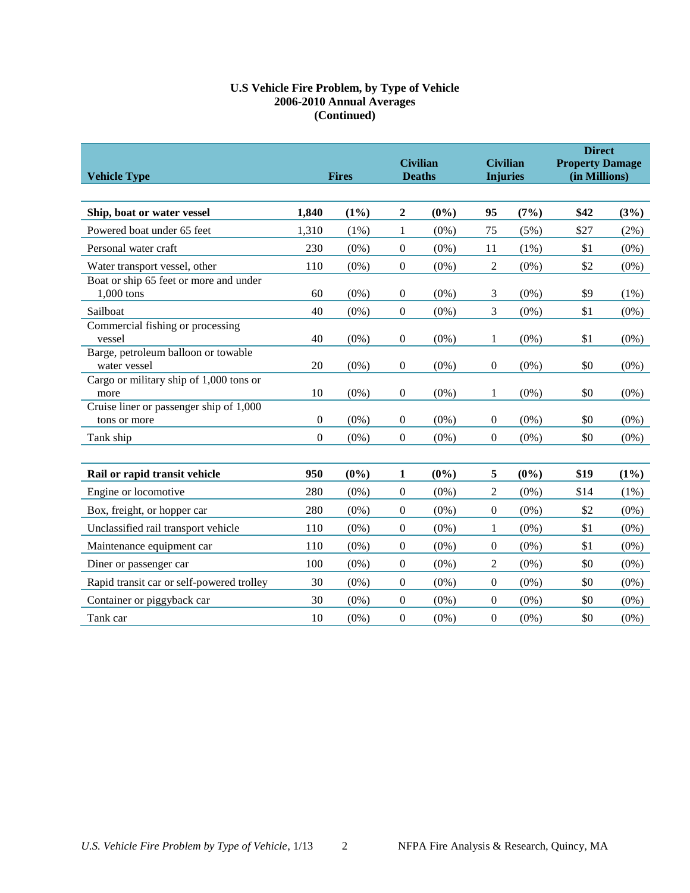# U.S Vehicle Fire Problem, by Type of Vehicle
## 2006-2010 Annual Averages
## (Continued)

| Vehicle Type | Fires | | Civilian Deaths | | Civilian Injuries | | Direct Property Damage (in Millions) | |
|---|---|---|---|---|---|---|---|---|
| **Ship, boat or water vessel** | **1,840** | **(1%)** | **2** | **(0%)** | **95** | **(7%)** | **$42** | **(3%)** |
| Powered boat under 65 feet | 1,310 | (1%) | 1 | (0%) | 75 | (5%) | $27 | (2%) |
| Personal water craft | 230 | (0%) | 0 | (0%) | 11 | (1%) | $1 | (0%) |
| Water transport vessel, other | 110 | (0%) | 0 | (0%) | 2 | (0%) | $2 | (0%) |
| Boat or ship 65 feet or more and under 1,000 tons | 60 | (0%) | 0 | (0%) | 3 | (0%) | $9 | (1%) |
| Sailboat | 40 | (0%) | 0 | (0%) | 3 | (0%) | $1 | (0%) |
| Commercial fishing or processing vessel | 40 | (0%) | 0 | (0%) | 1 | (0%) | $1 | (0%) |
| Barge, petroleum balloon or towable water vessel | 20 | (0%) | 0 | (0%) | 0 | (0%) | $0 | (0%) |
| Cargo or military ship of 1,000 tons or more | 10 | (0%) | 0 | (0%) | 1 | (0%) | $0 | (0%) |
| Cruise liner or passenger ship of 1,000 tons or more | 0 | (0%) | 0 | (0%) | 0 | (0%) | $0 | (0%) |
| Tank ship | 0 | (0%) | 0 | (0%) | 0 | (0%) | $0 | (0%) |
| **Rail or rapid transit vehicle** | **950** | **(0%)** | **1** | **(0%)** | **5** | **(0%)** | **$19** | **(1%)** |
| Engine or locomotive | 280 | (0%) | 0 | (0%) | 2 | (0%) | $14 | (1%) |
| Box, freight, or hopper car | 280 | (0%) | 0 | (0%) | 0 | (0%) | $2 | (0%) |
| Unclassified rail transport vehicle | 110 | (0%) | 0 | (0%) | 1 | (0%) | $1 | (0%) |
| Maintenance equipment car | 110 | (0%) | 0 | (0%) | 0 | (0%) | $1 | (0%) |
| Diner or passenger car | 100 | (0%) | 0 | (0%) | 2 | (0%) | $0 | (0%) |
| Rapid transit car or self-powered trolley | 30 | (0%) | 0 | (0%) | 0 | (0%) | $0 | (0%) |
| Container or piggyback car | 30 | (0%) | 0 | (0%) | 0 | (0%) | $0 | (0%) |
| Tank car | 10 | (0%) | 0 | (0%) | 0 | (0%) | $0 | (0%) |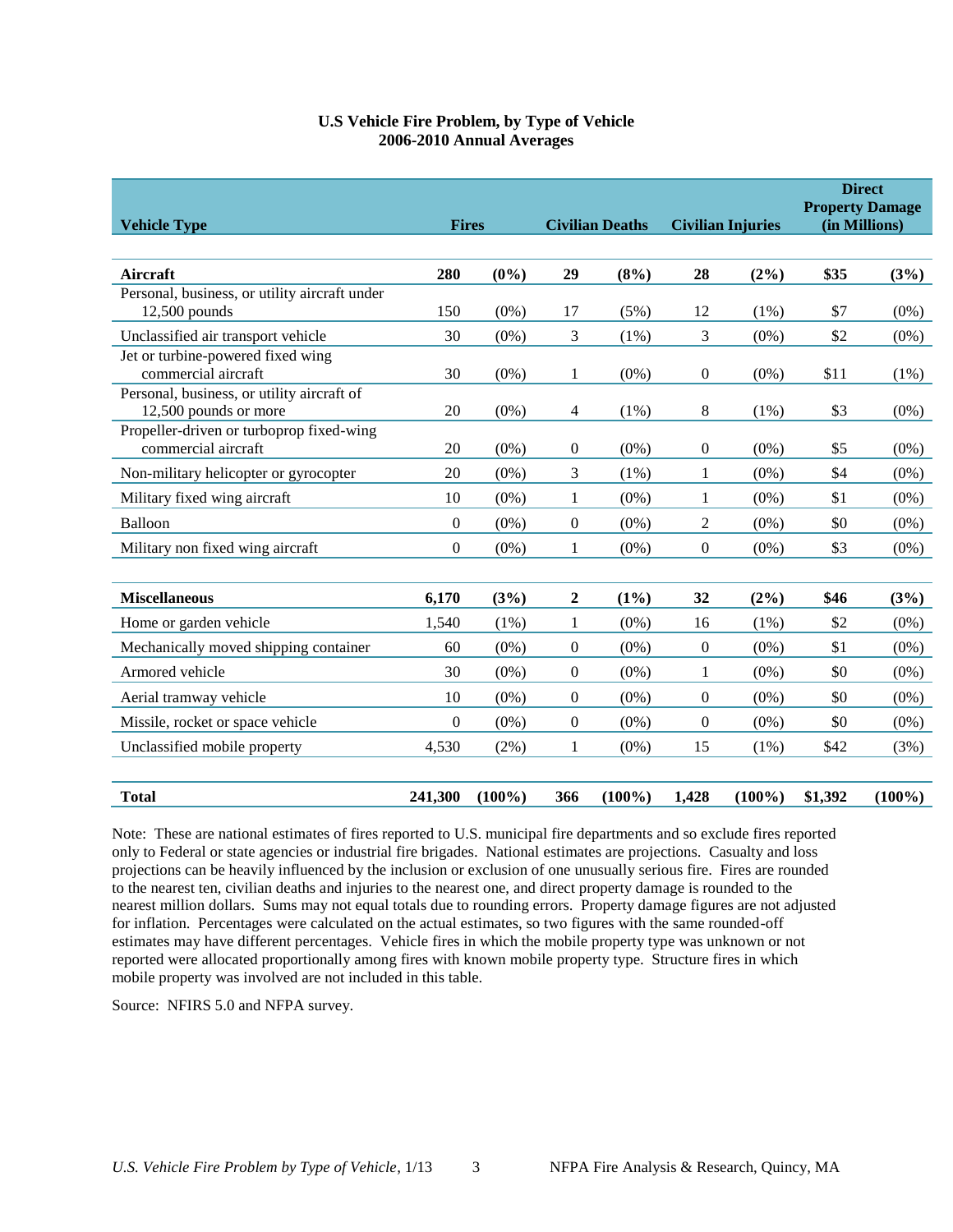**U.S Vehicle Fire Problem, by Type of Vehicle**
**2006-2010 Annual Averages**

| Vehicle Type | Fires | | Civilian Deaths | | Civilian Injuries | | Direct Property Damage (in Millions) | |
|---|---|---|---|---|---|---|---|---|
| **Aircraft** | **280** | **(0%)** | **29** | **(8%)** | **28** | **(2%)** | **$35** | **(3%)** |
| Personal, business, or utility aircraft under 12,500 pounds | 150 | (0%) | 17 | (5%) | 12 | (1%) | $7 | (0%) |
| Unclassified air transport vehicle | 30 | (0%) | 3 | (1%) | 3 | (0%) | $2 | (0%) |
| Jet or turbine-powered fixed wing commercial aircraft | 30 | (0%) | 1 | (0%) | 0 | (0%) | $11 | (1%) |
| Personal, business, or utility aircraft of 12,500 pounds or more | 20 | (0%) | 4 | (1%) | 8 | (1%) | $3 | (0%) |
| Propeller-driven or turboprop fixed-wing commercial aircraft | 20 | (0%) | 0 | (0%) | 0 | (0%) | $5 | (0%) |
| Non-military helicopter or gyrocopter | 20 | (0%) | 3 | (1%) | 1 | (0%) | $4 | (0%) |
| Military fixed wing aircraft | 10 | (0%) | 1 | (0%) | 1 | (0%) | $1 | (0%) |
| Balloon | 0 | (0%) | 0 | (0%) | 2 | (0%) | $0 | (0%) |
| Military non fixed wing aircraft | 0 | (0%) | 1 | (0%) | 0 | (0%) | $3 | (0%) |
| **Miscellaneous** | **6,170** | **(3%)** | **2** | **(1%)** | **32** | **(2%)** | **$46** | **(3%)** |
| Home or garden vehicle | 1,540 | (1%) | 1 | (0%) | 16 | (1%) | $2 | (0%) |
| Mechanically moved shipping container | 60 | (0%) | 0 | (0%) | 0 | (0%) | $1 | (0%) |
| Armored vehicle | 30 | (0%) | 0 | (0%) | 1 | (0%) | $0 | (0%) |
| Aerial tramway vehicle | 10 | (0%) | 0 | (0%) | 0 | (0%) | $0 | (0%) |
| Missile, rocket or space vehicle | 0 | (0%) | 0 | (0%) | 0 | (0%) | $0 | (0%) |
| Unclassified mobile property | 4,530 | (2%) | 1 | (0%) | 15 | (1%) | $42 | (3%) |
| **Total** | **241,300** | **(100%)** | **366** | **(100%)** | **1,428** | **(100%)** | **$1,392** | **(100%)** |

Note: These are national estimates of fires reported to U.S. municipal fire departments and so exclude fires reported only to Federal or state agencies or industrial fire brigades. National estimates are projections. Casualty and loss projections can be heavily influenced by the inclusion or exclusion of one unusually serious fire. Fires are rounded to the nearest ten, civilian deaths and injuries to the nearest one, and direct property damage is rounded to the nearest million dollars. Sums may not equal totals due to rounding errors. Property damage figures are not adjusted for inflation. Percentages were calculated on the actual estimates, so two figures with the same rounded-off estimates may have different percentages. Vehicle fires in which the mobile property type was unknown or not reported were allocated proportionally among fires with known mobile property type. Structure fires in which mobile property was involved are not included in this table.

Source: NFIRS 5.0 and NFPA survey.